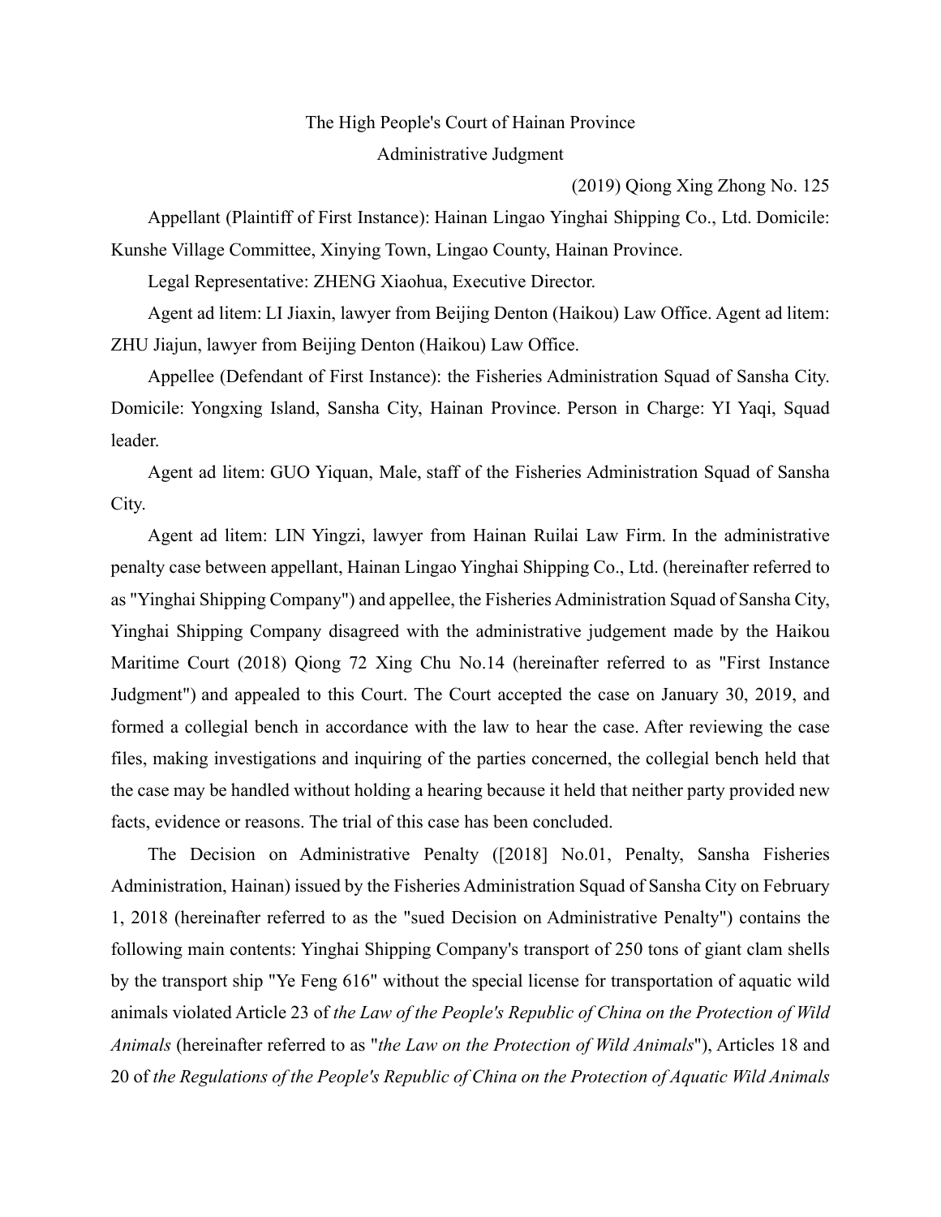The High People's Court of Hainan Province

Administrative Judgment

(2019) Qiong Xing Zhong No. 125

Appellant (Plaintiff of First Instance): Hainan Lingao Yinghai Shipping Co., Ltd. Domicile: Kunshe Village Committee, Xinying Town, Lingao County, Hainan Province.

Legal Representative: ZHENG Xiaohua, Executive Director.

Agent ad litem: LI Jiaxin, lawyer from Beijing Denton (Haikou) Law Office. Agent ad litem: ZHU Jiajun, lawyer from Beijing Denton (Haikou) Law Office.

Appellee (Defendant of First Instance): the Fisheries Administration Squad of Sansha City. Domicile: Yongxing Island, Sansha City, Hainan Province. Person in Charge: YI Yaqi, Squad leader.

Agent ad litem: GUO Yiquan, Male, staff of the Fisheries Administration Squad of Sansha City.

Agent ad litem: LIN Yingzi, lawyer from Hainan Ruilai Law Firm. In the administrative penalty case between appellant, Hainan Lingao Yinghai Shipping Co., Ltd. (hereinafter referred to as "Yinghai Shipping Company") and appellee, the Fisheries Administration Squad of Sansha City, Yinghai Shipping Company disagreed with the administrative judgement made by the Haikou Maritime Court (2018) Qiong 72 Xing Chu No.14 (hereinafter referred to as "First Instance Judgment") and appealed to this Court. The Court accepted the case on January 30, 2019, and formed a collegial bench in accordance with the law to hear the case. After reviewing the case files, making investigations and inquiring of the parties concerned, the collegial bench held that the case may be handled without holding a hearing because it held that neither party provided new facts, evidence or reasons. The trial of this case has been concluded.

The Decision on Administrative Penalty ([2018] No.01, Penalty, Sansha Fisheries Administration, Hainan) issued by the Fisheries Administration Squad of Sansha City on February 1, 2018 (hereinafter referred to as the "sued Decision on Administrative Penalty") contains the following main contents: Yinghai Shipping Company's transport of 250 tons of giant clam shells by the transport ship "Ye Feng 616" without the special license for transportation of aquatic wild animals violated Article 23 of *the Law of the People's Republic of China on the Protection of Wild Animals* (hereinafter referred to as "*the Law on the Protection of Wild Animals*"), Articles 18 and 20 of *the Regulations of the People's Republic of China on the Protection of Aquatic Wild Animals*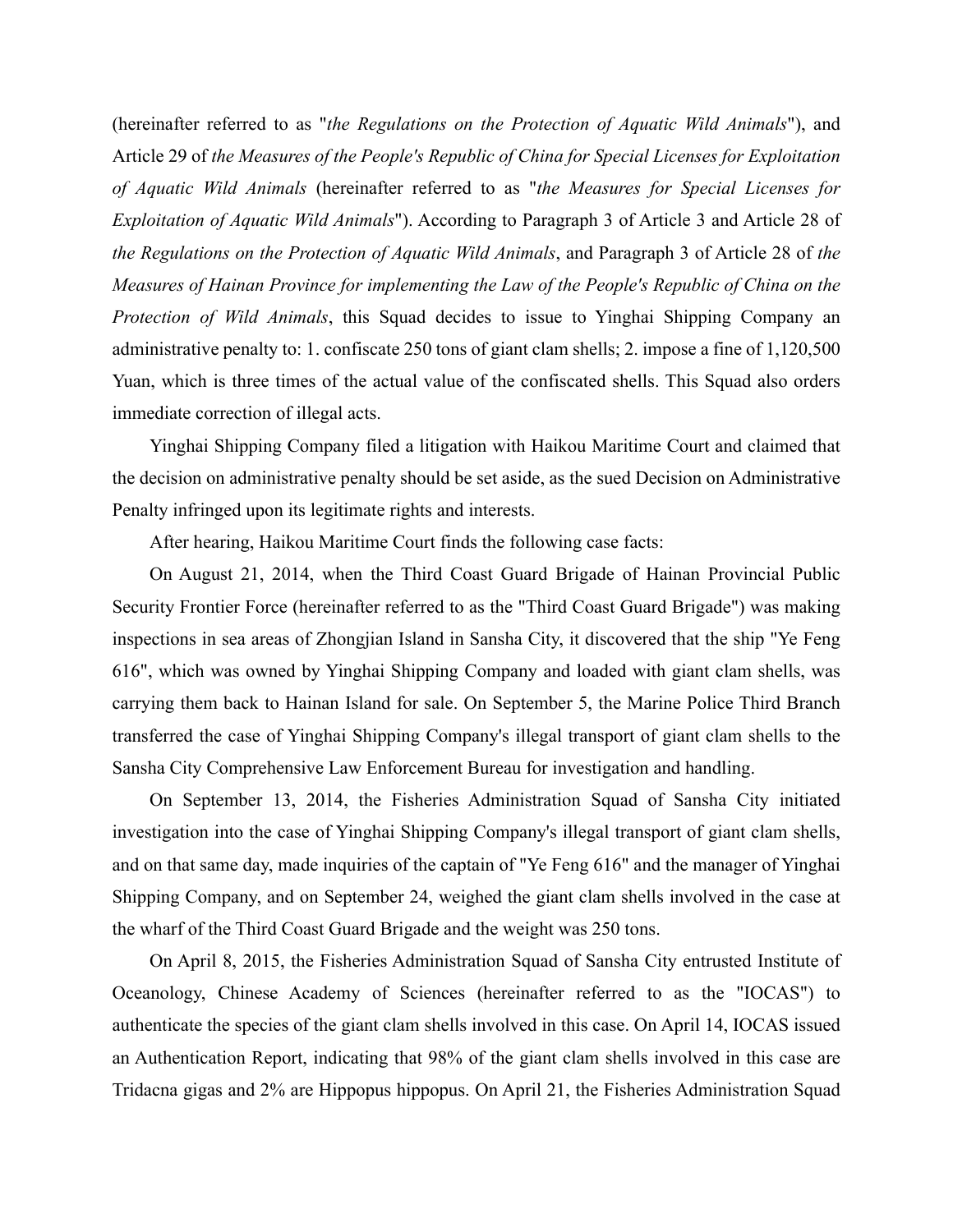(hereinafter referred to as "*the Regulations on the Protection of Aquatic Wild Animals*"), and Article 29 of *the Measures of the People's Republic of China for Special Licenses for Exploitation of Aquatic Wild Animals* (hereinafter referred to as "*the Measures for Special Licenses for Exploitation of Aquatic Wild Animals*"). According to Paragraph 3 of Article 3 and Article 28 of *the Regulations on the Protection of Aquatic Wild Animals*, and Paragraph 3 of Article 28 of *the Measures of Hainan Province for implementing the Law of the People's Republic of China on the Protection of Wild Animals*, this Squad decides to issue to Yinghai Shipping Company an administrative penalty to: 1. confiscate 250 tons of giant clam shells; 2. impose a fine of 1,120,500 Yuan, which is three times of the actual value of the confiscated shells. This Squad also orders immediate correction of illegal acts.

Yinghai Shipping Company filed a litigation with Haikou Maritime Court and claimed that the decision on administrative penalty should be set aside, as the sued Decision on Administrative Penalty infringed upon its legitimate rights and interests.

After hearing, Haikou Maritime Court finds the following case facts:

On August 21, 2014, when the Third Coast Guard Brigade of Hainan Provincial Public Security Frontier Force (hereinafter referred to as the "Third Coast Guard Brigade") was making inspections in sea areas of Zhongjian Island in Sansha City, it discovered that the ship "Ye Feng 616", which was owned by Yinghai Shipping Company and loaded with giant clam shells, was carrying them back to Hainan Island for sale. On September 5, the Marine Police Third Branch transferred the case of Yinghai Shipping Company's illegal transport of giant clam shells to the Sansha City Comprehensive Law Enforcement Bureau for investigation and handling.

On September 13, 2014, the Fisheries Administration Squad of Sansha City initiated investigation into the case of Yinghai Shipping Company's illegal transport of giant clam shells, and on that same day, made inquiries of the captain of "Ye Feng 616" and the manager of Yinghai Shipping Company, and on September 24, weighed the giant clam shells involved in the case at the wharf of the Third Coast Guard Brigade and the weight was 250 tons.

On April 8, 2015, the Fisheries Administration Squad of Sansha City entrusted Institute of Oceanology, Chinese Academy of Sciences (hereinafter referred to as the "IOCAS") to authenticate the species of the giant clam shells involved in this case. On April 14, IOCAS issued an Authentication Report, indicating that 98% of the giant clam shells involved in this case are Tridacna gigas and 2% are Hippopus hippopus. On April 21, the Fisheries Administration Squad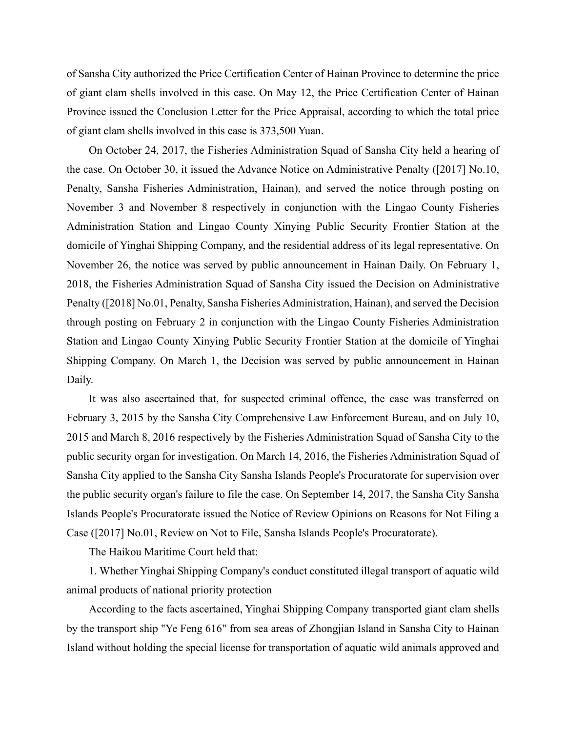of Sansha City authorized the Price Certification Center of Hainan Province to determine the price of giant clam shells involved in this case. On May 12, the Price Certification Center of Hainan Province issued the Conclusion Letter for the Price Appraisal, according to which the total price of giant clam shells involved in this case is 373,500 Yuan.

On October 24, 2017, the Fisheries Administration Squad of Sansha City held a hearing of the case. On October 30, it issued the Advance Notice on Administrative Penalty ([2017] No.10, Penalty, Sansha Fisheries Administration, Hainan), and served the notice through posting on November 3 and November 8 respectively in conjunction with the Lingao County Fisheries Administration Station and Lingao County Xinying Public Security Frontier Station at the domicile of Yinghai Shipping Company, and the residential address of its legal representative. On November 26, the notice was served by public announcement in Hainan Daily. On February 1, 2018, the Fisheries Administration Squad of Sansha City issued the Decision on Administrative Penalty ([2018] No.01, Penalty, Sansha Fisheries Administration, Hainan), and served the Decision through posting on February 2 in conjunction with the Lingao County Fisheries Administration Station and Lingao County Xinying Public Security Frontier Station at the domicile of Yinghai Shipping Company. On March 1, the Decision was served by public announcement in Hainan Daily.

It was also ascertained that, for suspected criminal offence, the case was transferred on February 3, 2015 by the Sansha City Comprehensive Law Enforcement Bureau, and on July 10, 2015 and March 8, 2016 respectively by the Fisheries Administration Squad of Sansha City to the public security organ for investigation. On March 14, 2016, the Fisheries Administration Squad of Sansha City applied to the Sansha City Sansha Islands People's Procuratorate for supervision over the public security organ's failure to file the case. On September 14, 2017, the Sansha City Sansha Islands People's Procuratorate issued the Notice of Review Opinions on Reasons for Not Filing a Case ([2017] No.01, Review on Not to File, Sansha Islands People's Procuratorate).

The Haikou Maritime Court held that:

1. Whether Yinghai Shipping Company's conduct constituted illegal transport of aquatic wild animal products of national priority protection

According to the facts ascertained, Yinghai Shipping Company transported giant clam shells by the transport ship "Ye Feng 616" from sea areas of Zhongjian Island in Sansha City to Hainan Island without holding the special license for transportation of aquatic wild animals approved and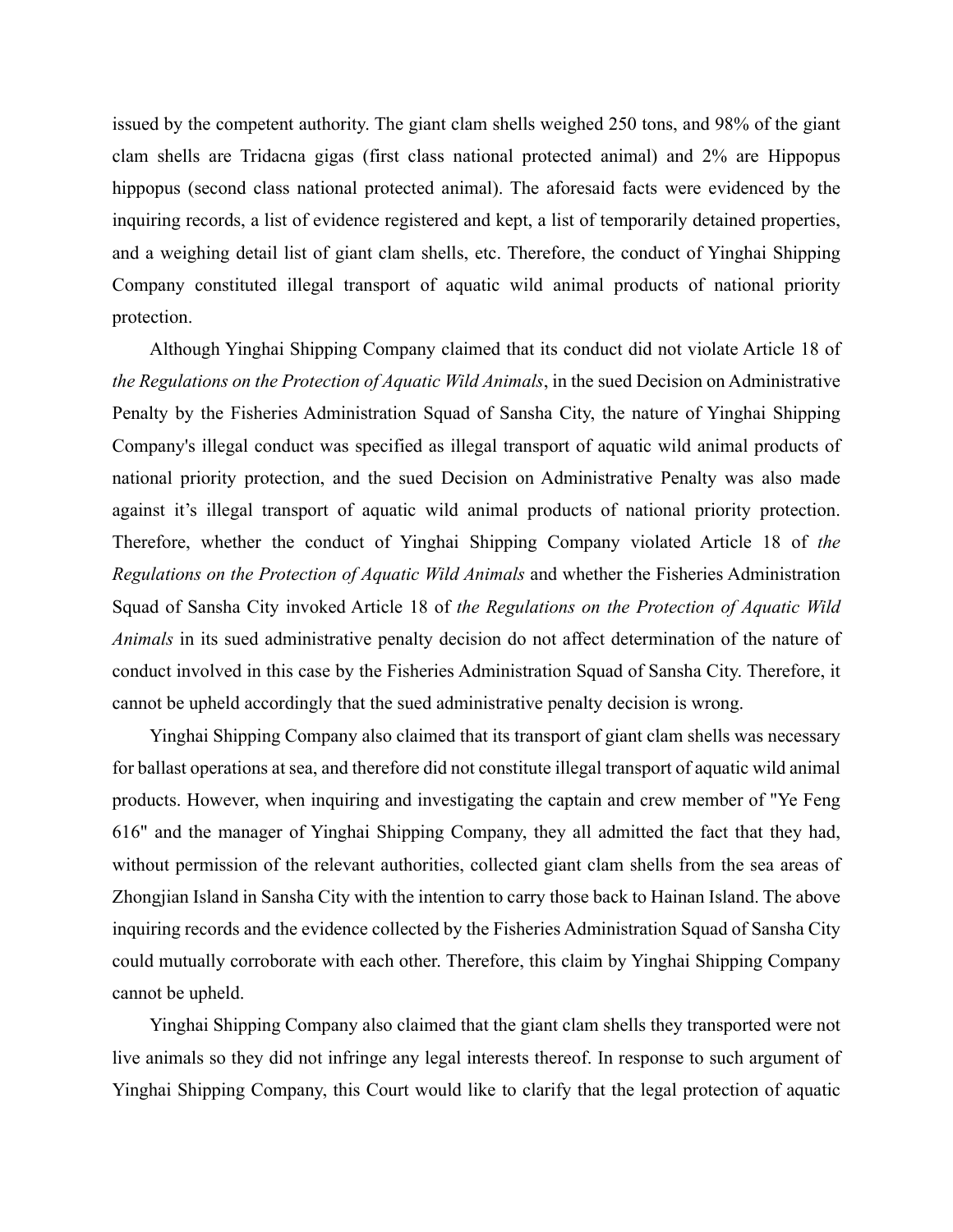issued by the competent authority. The giant clam shells weighed 250 tons, and 98% of the giant clam shells are Tridacna gigas (first class national protected animal) and 2% are Hippopus hippopus (second class national protected animal). The aforesaid facts were evidenced by the inquiring records, a list of evidence registered and kept, a list of temporarily detained properties, and a weighing detail list of giant clam shells, etc. Therefore, the conduct of Yinghai Shipping Company constituted illegal transport of aquatic wild animal products of national priority protection.

Although Yinghai Shipping Company claimed that its conduct did not violate Article 18 of *the Regulations on the Protection of Aquatic Wild Animals*, in the sued Decision on Administrative Penalty by the Fisheries Administration Squad of Sansha City, the nature of Yinghai Shipping Company's illegal conduct was specified as illegal transport of aquatic wild animal products of national priority protection, and the sued Decision on Administrative Penalty was also made against it's illegal transport of aquatic wild animal products of national priority protection. Therefore, whether the conduct of Yinghai Shipping Company violated Article 18 of *the Regulations on the Protection of Aquatic Wild Animals* and whether the Fisheries Administration Squad of Sansha City invoked Article 18 of *the Regulations on the Protection of Aquatic Wild Animals* in its sued administrative penalty decision do not affect determination of the nature of conduct involved in this case by the Fisheries Administration Squad of Sansha City. Therefore, it cannot be upheld accordingly that the sued administrative penalty decision is wrong.

Yinghai Shipping Company also claimed that its transport of giant clam shells was necessary for ballast operations at sea, and therefore did not constitute illegal transport of aquatic wild animal products. However, when inquiring and investigating the captain and crew member of "Ye Feng 616" and the manager of Yinghai Shipping Company, they all admitted the fact that they had, without permission of the relevant authorities, collected giant clam shells from the sea areas of Zhongjian Island in Sansha City with the intention to carry those back to Hainan Island. The above inquiring records and the evidence collected by the Fisheries Administration Squad of Sansha City could mutually corroborate with each other. Therefore, this claim by Yinghai Shipping Company cannot be upheld.

Yinghai Shipping Company also claimed that the giant clam shells they transported were not live animals so they did not infringe any legal interests thereof. In response to such argument of Yinghai Shipping Company, this Court would like to clarify that the legal protection of aquatic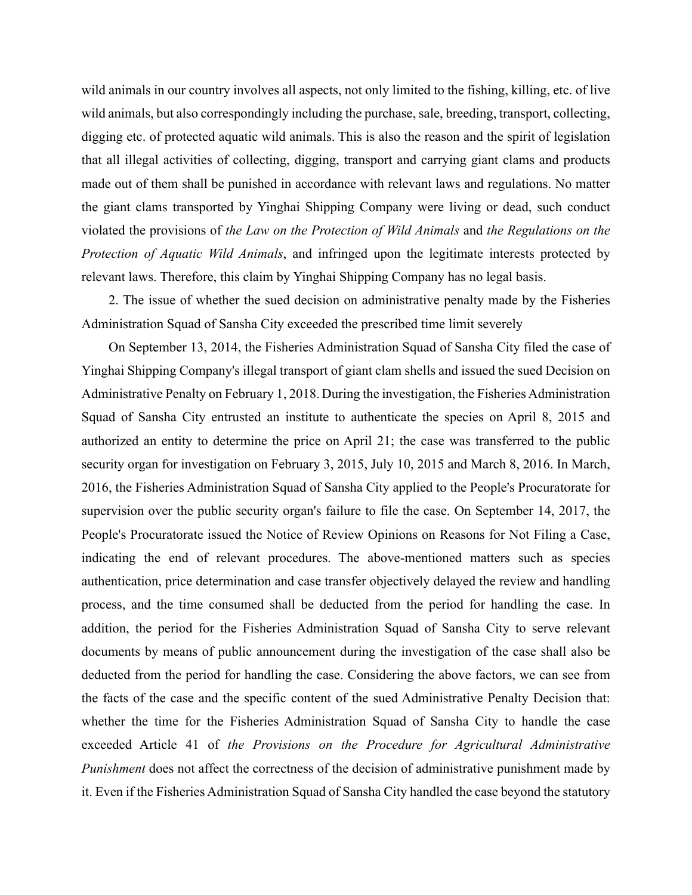wild animals in our country involves all aspects, not only limited to the fishing, killing, etc. of live wild animals, but also correspondingly including the purchase, sale, breeding, transport, collecting, digging etc. of protected aquatic wild animals. This is also the reason and the spirit of legislation that all illegal activities of collecting, digging, transport and carrying giant clams and products made out of them shall be punished in accordance with relevant laws and regulations. No matter the giant clams transported by Yinghai Shipping Company were living or dead, such conduct violated the provisions of *the Law on the Protection of Wild Animals* and *the Regulations on the Protection of Aquatic Wild Animals*, and infringed upon the legitimate interests protected by relevant laws. Therefore, this claim by Yinghai Shipping Company has no legal basis.

2. The issue of whether the sued decision on administrative penalty made by the Fisheries Administration Squad of Sansha City exceeded the prescribed time limit severely

On September 13, 2014, the Fisheries Administration Squad of Sansha City filed the case of Yinghai Shipping Company's illegal transport of giant clam shells and issued the sued Decision on Administrative Penalty on February 1, 2018. During the investigation, the Fisheries Administration Squad of Sansha City entrusted an institute to authenticate the species on April 8, 2015 and authorized an entity to determine the price on April 21; the case was transferred to the public security organ for investigation on February 3, 2015, July 10, 2015 and March 8, 2016. In March, 2016, the Fisheries Administration Squad of Sansha City applied to the People's Procuratorate for supervision over the public security organ's failure to file the case. On September 14, 2017, the People's Procuratorate issued the Notice of Review Opinions on Reasons for Not Filing a Case, indicating the end of relevant procedures. The above-mentioned matters such as species authentication, price determination and case transfer objectively delayed the review and handling process, and the time consumed shall be deducted from the period for handling the case. In addition, the period for the Fisheries Administration Squad of Sansha City to serve relevant documents by means of public announcement during the investigation of the case shall also be deducted from the period for handling the case. Considering the above factors, we can see from the facts of the case and the specific content of the sued Administrative Penalty Decision that: whether the time for the Fisheries Administration Squad of Sansha City to handle the case exceeded Article 41 of *the Provisions on the Procedure for Agricultural Administrative Punishment* does not affect the correctness of the decision of administrative punishment made by it. Even if the Fisheries Administration Squad of Sansha City handled the case beyond the statutory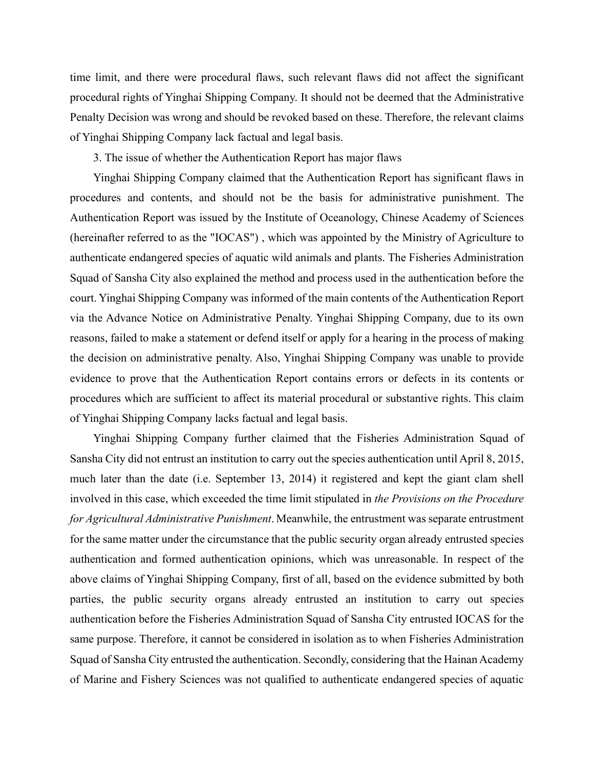time limit, and there were procedural flaws, such relevant flaws did not affect the significant procedural rights of Yinghai Shipping Company. It should not be deemed that the Administrative Penalty Decision was wrong and should be revoked based on these. Therefore, the relevant claims of Yinghai Shipping Company lack factual and legal basis.

3. The issue of whether the Authentication Report has major flaws

Yinghai Shipping Company claimed that the Authentication Report has significant flaws in procedures and contents, and should not be the basis for administrative punishment. The Authentication Report was issued by the Institute of Oceanology, Chinese Academy of Sciences (hereinafter referred to as the "IOCAS") , which was appointed by the Ministry of Agriculture to authenticate endangered species of aquatic wild animals and plants. The Fisheries Administration Squad of Sansha City also explained the method and process used in the authentication before the court. Yinghai Shipping Company was informed of the main contents of the Authentication Report via the Advance Notice on Administrative Penalty. Yinghai Shipping Company, due to its own reasons, failed to make a statement or defend itself or apply for a hearing in the process of making the decision on administrative penalty. Also, Yinghai Shipping Company was unable to provide evidence to prove that the Authentication Report contains errors or defects in its contents or procedures which are sufficient to affect its material procedural or substantive rights. This claim of Yinghai Shipping Company lacks factual and legal basis.

Yinghai Shipping Company further claimed that the Fisheries Administration Squad of Sansha City did not entrust an institution to carry out the species authentication until April 8, 2015, much later than the date (i.e. September 13, 2014) it registered and kept the giant clam shell involved in this case, which exceeded the time limit stipulated in *the Provisions on the Procedure for Agricultural Administrative Punishment*. Meanwhile, the entrustment was separate entrustment for the same matter under the circumstance that the public security organ already entrusted species authentication and formed authentication opinions, which was unreasonable. In respect of the above claims of Yinghai Shipping Company, first of all, based on the evidence submitted by both parties, the public security organs already entrusted an institution to carry out species authentication before the Fisheries Administration Squad of Sansha City entrusted IOCAS for the same purpose. Therefore, it cannot be considered in isolation as to when Fisheries Administration Squad of Sansha City entrusted the authentication. Secondly, considering that the Hainan Academy of Marine and Fishery Sciences was not qualified to authenticate endangered species of aquatic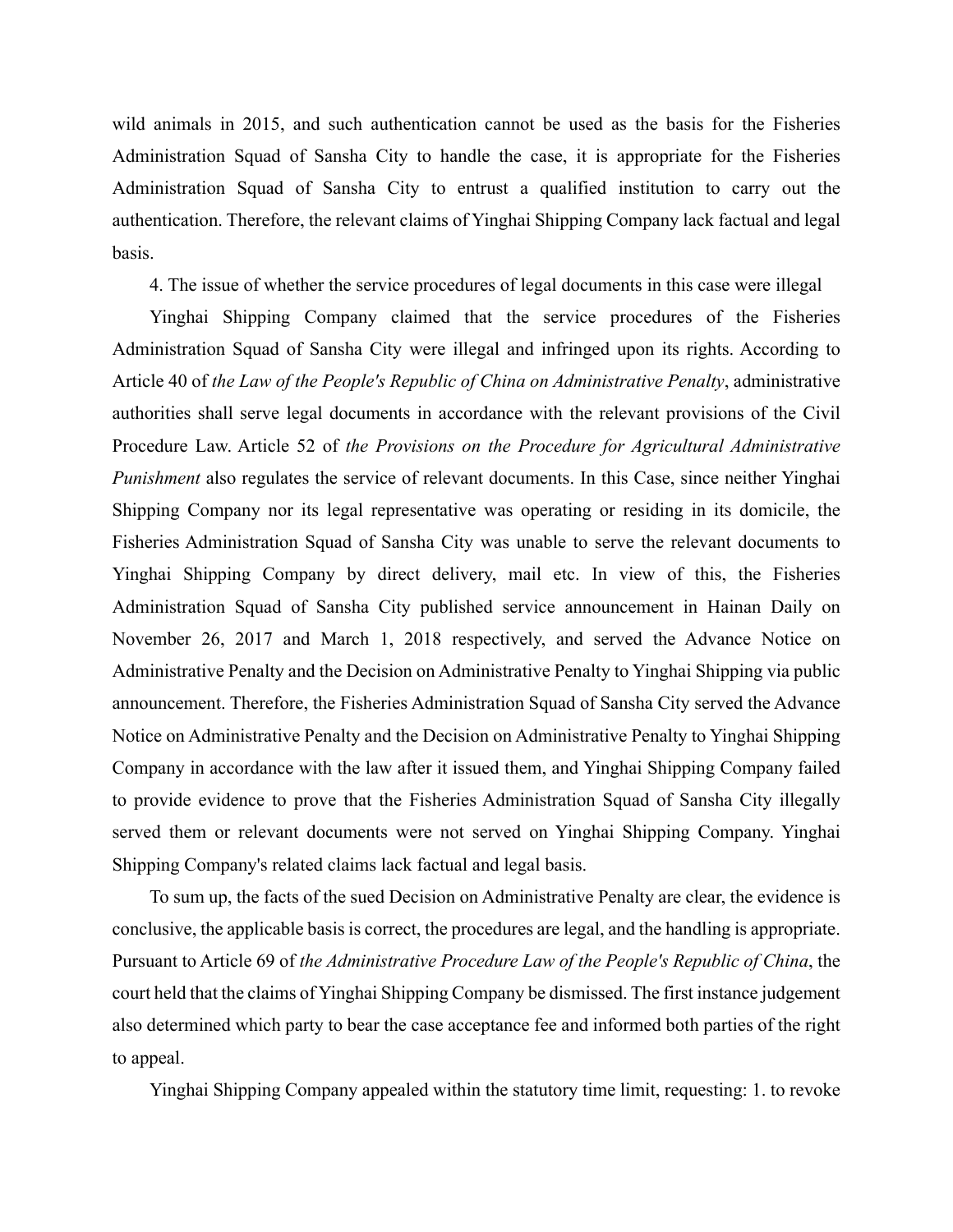wild animals in 2015, and such authentication cannot be used as the basis for the Fisheries Administration Squad of Sansha City to handle the case, it is appropriate for the Fisheries Administration Squad of Sansha City to entrust a qualified institution to carry out the authentication. Therefore, the relevant claims of Yinghai Shipping Company lack factual and legal basis.

4. The issue of whether the service procedures of legal documents in this case were illegal

Yinghai Shipping Company claimed that the service procedures of the Fisheries Administration Squad of Sansha City were illegal and infringed upon its rights. According to Article 40 of *the Law of the People's Republic of China on Administrative Penalty*, administrative authorities shall serve legal documents in accordance with the relevant provisions of the Civil Procedure Law. Article 52 of *the Provisions on the Procedure for Agricultural Administrative Punishment* also regulates the service of relevant documents. In this Case, since neither Yinghai Shipping Company nor its legal representative was operating or residing in its domicile, the Fisheries Administration Squad of Sansha City was unable to serve the relevant documents to Yinghai Shipping Company by direct delivery, mail etc. In view of this, the Fisheries Administration Squad of Sansha City published service announcement in Hainan Daily on November 26, 2017 and March 1, 2018 respectively, and served the Advance Notice on Administrative Penalty and the Decision on Administrative Penalty to Yinghai Shipping via public announcement. Therefore, the Fisheries Administration Squad of Sansha City served the Advance Notice on Administrative Penalty and the Decision on Administrative Penalty to Yinghai Shipping Company in accordance with the law after it issued them, and Yinghai Shipping Company failed to provide evidence to prove that the Fisheries Administration Squad of Sansha City illegally served them or relevant documents were not served on Yinghai Shipping Company. Yinghai Shipping Company's related claims lack factual and legal basis.

To sum up, the facts of the sued Decision on Administrative Penalty are clear, the evidence is conclusive, the applicable basis is correct, the procedures are legal, and the handling is appropriate. Pursuant to Article 69 of *the Administrative Procedure Law of the People's Republic of China*, the court held that the claims of Yinghai Shipping Company be dismissed. The first instance judgement also determined which party to bear the case acceptance fee and informed both parties of the right to appeal.

Yinghai Shipping Company appealed within the statutory time limit, requesting: 1. to revoke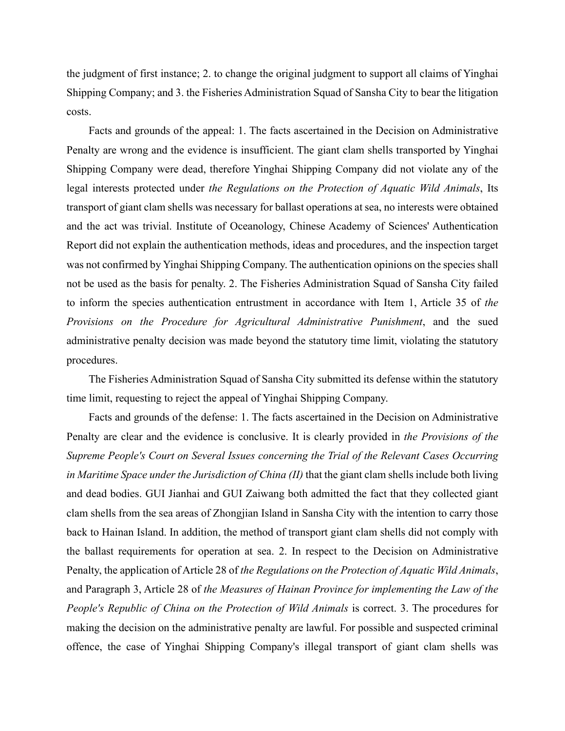the judgment of first instance; 2. to change the original judgment to support all claims of Yinghai Shipping Company; and 3. the Fisheries Administration Squad of Sansha City to bear the litigation costs.

Facts and grounds of the appeal: 1. The facts ascertained in the Decision on Administrative Penalty are wrong and the evidence is insufficient. The giant clam shells transported by Yinghai Shipping Company were dead, therefore Yinghai Shipping Company did not violate any of the legal interests protected under *the Regulations on the Protection of Aquatic Wild Animals*, Its transport of giant clam shells was necessary for ballast operations at sea, no interests were obtained and the act was trivial. Institute of Oceanology, Chinese Academy of Sciences' Authentication Report did not explain the authentication methods, ideas and procedures, and the inspection target was not confirmed by Yinghai Shipping Company. The authentication opinions on the species shall not be used as the basis for penalty. 2. The Fisheries Administration Squad of Sansha City failed to inform the species authentication entrustment in accordance with Item 1, Article 35 of *the Provisions on the Procedure for Agricultural Administrative Punishment*, and the sued administrative penalty decision was made beyond the statutory time limit, violating the statutory procedures.

The Fisheries Administration Squad of Sansha City submitted its defense within the statutory time limit, requesting to reject the appeal of Yinghai Shipping Company.

Facts and grounds of the defense: 1. The facts ascertained in the Decision on Administrative Penalty are clear and the evidence is conclusive. It is clearly provided in *the Provisions of the Supreme People's Court on Several Issues concerning the Trial of the Relevant Cases Occurring in Maritime Space under the Jurisdiction of China (II)* that the giant clam shells include both living and dead bodies. GUI Jianhai and GUI Zaiwang both admitted the fact that they collected giant clam shells from the sea areas of Zhongjian Island in Sansha City with the intention to carry those back to Hainan Island. In addition, the method of transport giant clam shells did not comply with the ballast requirements for operation at sea. 2. In respect to the Decision on Administrative Penalty, the application of Article 28 of *the Regulations on the Protection of Aquatic Wild Animals*, and Paragraph 3, Article 28 of *the Measures of Hainan Province for implementing the Law of the People's Republic of China on the Protection of Wild Animals* is correct. 3. The procedures for making the decision on the administrative penalty are lawful. For possible and suspected criminal offence, the case of Yinghai Shipping Company's illegal transport of giant clam shells was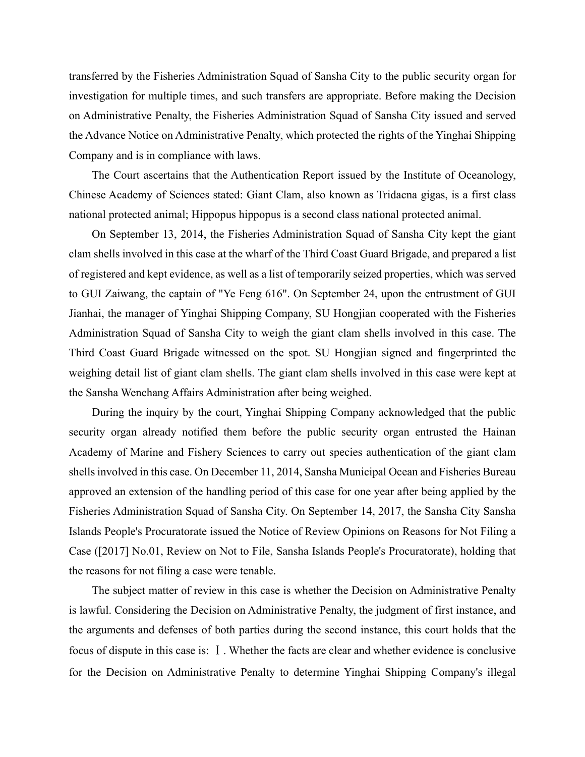transferred by the Fisheries Administration Squad of Sansha City to the public security organ for investigation for multiple times, and such transfers are appropriate. Before making the Decision on Administrative Penalty, the Fisheries Administration Squad of Sansha City issued and served the Advance Notice on Administrative Penalty, which protected the rights of the Yinghai Shipping Company and is in compliance with laws.

The Court ascertains that the Authentication Report issued by the Institute of Oceanology, Chinese Academy of Sciences stated: Giant Clam, also known as Tridacna gigas, is a first class national protected animal; Hippopus hippopus is a second class national protected animal.

On September 13, 2014, the Fisheries Administration Squad of Sansha City kept the giant clam shells involved in this case at the wharf of the Third Coast Guard Brigade, and prepared a list of registered and kept evidence, as well as a list of temporarily seized properties, which was served to GUI Zaiwang, the captain of "Ye Feng 616". On September 24, upon the entrustment of GUI Jianhai, the manager of Yinghai Shipping Company, SU Hongjian cooperated with the Fisheries Administration Squad of Sansha City to weigh the giant clam shells involved in this case. The Third Coast Guard Brigade witnessed on the spot. SU Hongjian signed and fingerprinted the weighing detail list of giant clam shells. The giant clam shells involved in this case were kept at the Sansha Wenchang Affairs Administration after being weighed.

During the inquiry by the court, Yinghai Shipping Company acknowledged that the public security organ already notified them before the public security organ entrusted the Hainan Academy of Marine and Fishery Sciences to carry out species authentication of the giant clam shells involved in this case. On December 11, 2014, Sansha Municipal Ocean and Fisheries Bureau approved an extension of the handling period of this case for one year after being applied by the Fisheries Administration Squad of Sansha City. On September 14, 2017, the Sansha City Sansha Islands People's Procuratorate issued the Notice of Review Opinions on Reasons for Not Filing a Case ([2017] No.01, Review on Not to File, Sansha Islands People's Procuratorate), holding that the reasons for not filing a case were tenable.

The subject matter of review in this case is whether the Decision on Administrative Penalty is lawful. Considering the Decision on Administrative Penalty, the judgment of first instance, and the arguments and defenses of both parties during the second instance, this court holds that the focus of dispute in this case is: Ⅰ. Whether the facts are clear and whether evidence is conclusive for the Decision on Administrative Penalty to determine Yinghai Shipping Company's illegal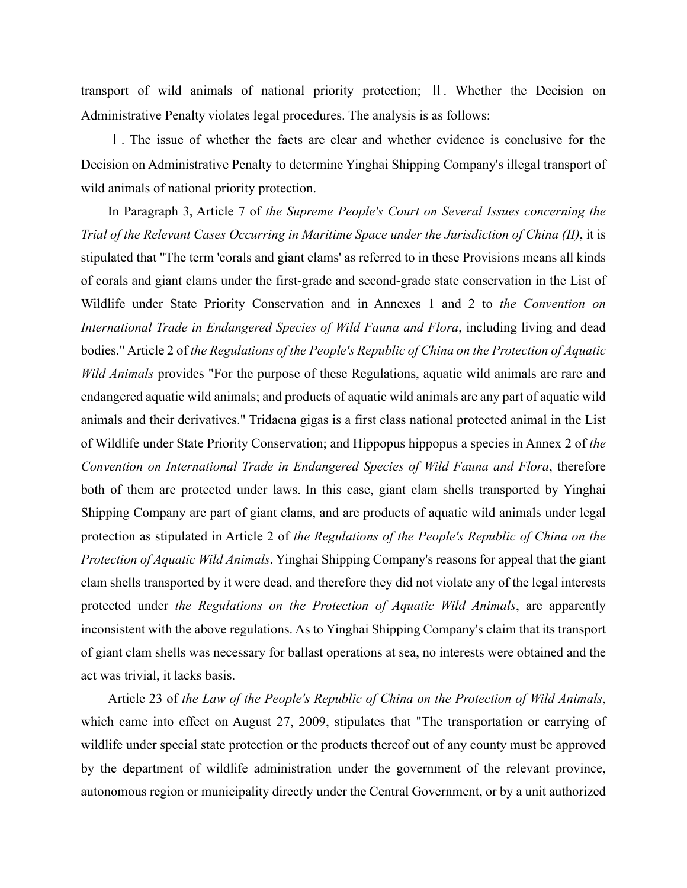transport of wild animals of national priority protection; Ⅱ. Whether the Decision on Administrative Penalty violates legal procedures. The analysis is as follows:

Ⅰ. The issue of whether the facts are clear and whether evidence is conclusive for the Decision on Administrative Penalty to determine Yinghai Shipping Company's illegal transport of wild animals of national priority protection.

In Paragraph 3, Article 7 of *the Supreme People's Court on Several Issues concerning the Trial of the Relevant Cases Occurring in Maritime Space under the Jurisdiction of China (II)*, it is stipulated that "The term 'corals and giant clams' as referred to in these Provisions means all kinds of corals and giant clams under the first-grade and second-grade state conservation in the List of Wildlife under State Priority Conservation and in Annexes 1 and 2 to *the Convention on International Trade in Endangered Species of Wild Fauna and Flora*, including living and dead bodies." Article 2 of *the Regulations of the People's Republic of China on the Protection of Aquatic Wild Animals* provides "For the purpose of these Regulations, aquatic wild animals are rare and endangered aquatic wild animals; and products of aquatic wild animals are any part of aquatic wild animals and their derivatives." Tridacna gigas is a first class national protected animal in the List of Wildlife under State Priority Conservation; and Hippopus hippopus a species in Annex 2 of *the Convention on International Trade in Endangered Species of Wild Fauna and Flora*, therefore both of them are protected under laws. In this case, giant clam shells transported by Yinghai Shipping Company are part of giant clams, and are products of aquatic wild animals under legal protection as stipulated in Article 2 of *the Regulations of the People's Republic of China on the Protection of Aquatic Wild Animals*. Yinghai Shipping Company's reasons for appeal that the giant clam shells transported by it were dead, and therefore they did not violate any of the legal interests protected under *the Regulations on the Protection of Aquatic Wild Animals*, are apparently inconsistent with the above regulations. As to Yinghai Shipping Company's claim that its transport of giant clam shells was necessary for ballast operations at sea, no interests were obtained and the act was trivial, it lacks basis.

Article 23 of *the Law of the People's Republic of China on the Protection of Wild Animals*, which came into effect on August 27, 2009, stipulates that "The transportation or carrying of wildlife under special state protection or the products thereof out of any county must be approved by the department of wildlife administration under the government of the relevant province, autonomous region or municipality directly under the Central Government, or by a unit authorized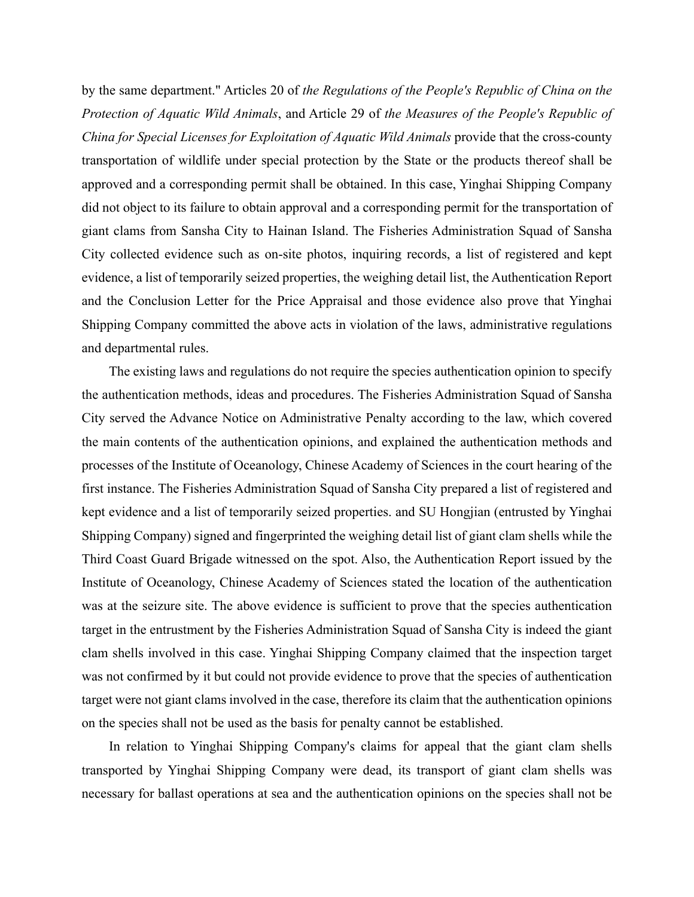by the same department." Articles 20 of *the Regulations of the People's Republic of China on the Protection of Aquatic Wild Animals*, and Article 29 of *the Measures of the People's Republic of China for Special Licenses for Exploitation of Aquatic Wild Animals* provide that the cross-county transportation of wildlife under special protection by the State or the products thereof shall be approved and a corresponding permit shall be obtained. In this case, Yinghai Shipping Company did not object to its failure to obtain approval and a corresponding permit for the transportation of giant clams from Sansha City to Hainan Island. The Fisheries Administration Squad of Sansha City collected evidence such as on-site photos, inquiring records, a list of registered and kept evidence, a list of temporarily seized properties, the weighing detail list, the Authentication Report and the Conclusion Letter for the Price Appraisal and those evidence also prove that Yinghai Shipping Company committed the above acts in violation of the laws, administrative regulations and departmental rules.

The existing laws and regulations do not require the species authentication opinion to specify the authentication methods, ideas and procedures. The Fisheries Administration Squad of Sansha City served the Advance Notice on Administrative Penalty according to the law, which covered the main contents of the authentication opinions, and explained the authentication methods and processes of the Institute of Oceanology, Chinese Academy of Sciences in the court hearing of the first instance. The Fisheries Administration Squad of Sansha City prepared a list of registered and kept evidence and a list of temporarily seized properties. and SU Hongjian (entrusted by Yinghai Shipping Company) signed and fingerprinted the weighing detail list of giant clam shells while the Third Coast Guard Brigade witnessed on the spot. Also, the Authentication Report issued by the Institute of Oceanology, Chinese Academy of Sciences stated the location of the authentication was at the seizure site. The above evidence is sufficient to prove that the species authentication target in the entrustment by the Fisheries Administration Squad of Sansha City is indeed the giant clam shells involved in this case. Yinghai Shipping Company claimed that the inspection target was not confirmed by it but could not provide evidence to prove that the species of authentication target were not giant clams involved in the case, therefore its claim that the authentication opinions on the species shall not be used as the basis for penalty cannot be established.

In relation to Yinghai Shipping Company's claims for appeal that the giant clam shells transported by Yinghai Shipping Company were dead, its transport of giant clam shells was necessary for ballast operations at sea and the authentication opinions on the species shall not be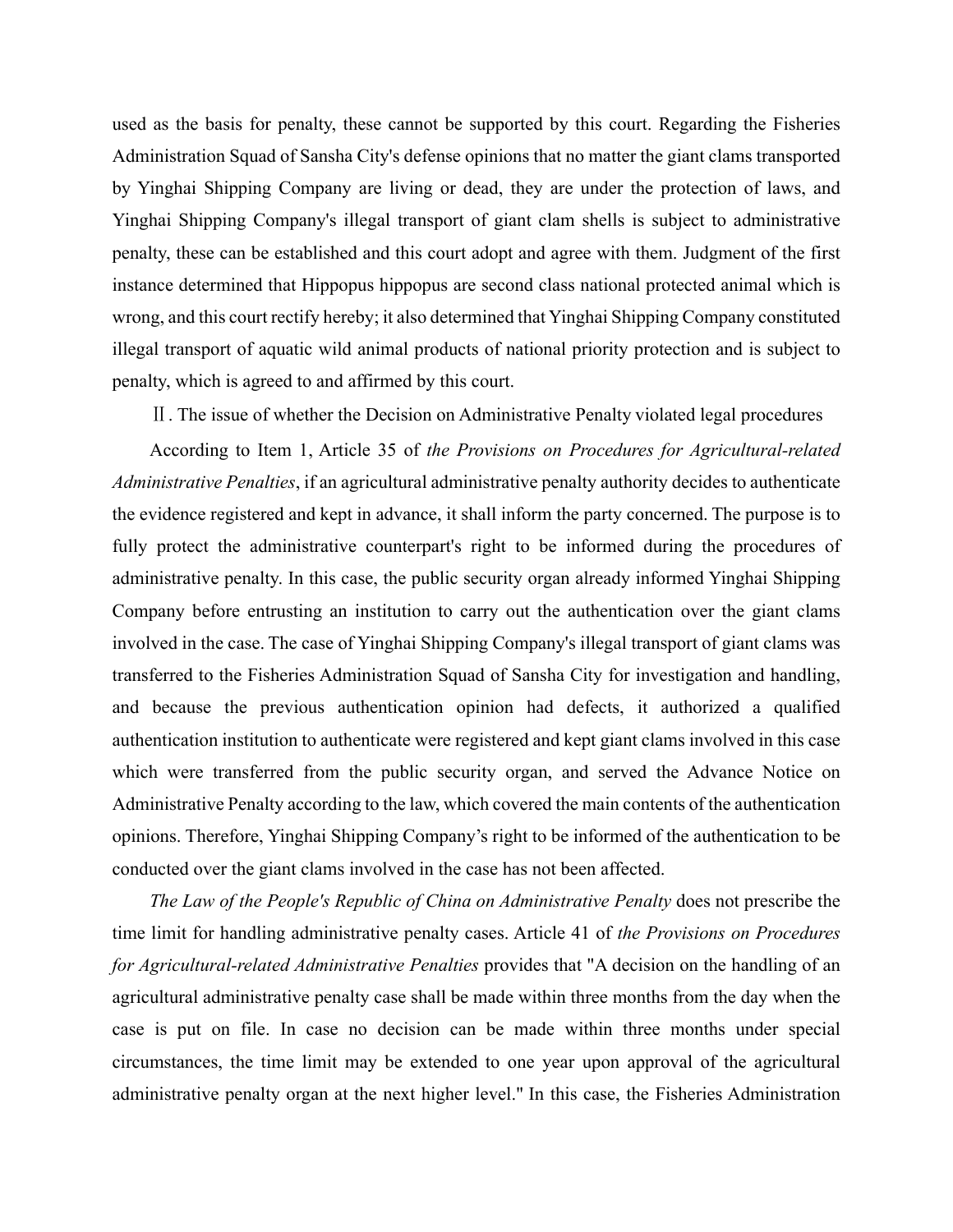used as the basis for penalty, these cannot be supported by this court. Regarding the Fisheries Administration Squad of Sansha City's defense opinions that no matter the giant clams transported by Yinghai Shipping Company are living or dead, they are under the protection of laws, and Yinghai Shipping Company's illegal transport of giant clam shells is subject to administrative penalty, these can be established and this court adopt and agree with them. Judgment of the first instance determined that Hippopus hippopus are second class national protected animal which is wrong, and this court rectify hereby; it also determined that Yinghai Shipping Company constituted illegal transport of aquatic wild animal products of national priority protection and is subject to penalty, which is agreed to and affirmed by this court.

Ⅱ. The issue of whether the Decision on Administrative Penalty violated legal procedures

According to Item 1, Article 35 of *the Provisions on Procedures for Agricultural-related Administrative Penalties*, if an agricultural administrative penalty authority decides to authenticate the evidence registered and kept in advance, it shall inform the party concerned. The purpose is to fully protect the administrative counterpart's right to be informed during the procedures of administrative penalty. In this case, the public security organ already informed Yinghai Shipping Company before entrusting an institution to carry out the authentication over the giant clams involved in the case. The case of Yinghai Shipping Company's illegal transport of giant clams was transferred to the Fisheries Administration Squad of Sansha City for investigation and handling, and because the previous authentication opinion had defects, it authorized a qualified authentication institution to authenticate were registered and kept giant clams involved in this case which were transferred from the public security organ, and served the Advance Notice on Administrative Penalty according to the law, which covered the main contents of the authentication opinions. Therefore, Yinghai Shipping Company's right to be informed of the authentication to be conducted over the giant clams involved in the case has not been affected.

*The Law of the People's Republic of China on Administrative Penalty* does not prescribe the time limit for handling administrative penalty cases. Article 41 of *the Provisions on Procedures for Agricultural-related Administrative Penalties* provides that "A decision on the handling of an agricultural administrative penalty case shall be made within three months from the day when the case is put on file. In case no decision can be made within three months under special circumstances, the time limit may be extended to one year upon approval of the agricultural administrative penalty organ at the next higher level." In this case, the Fisheries Administration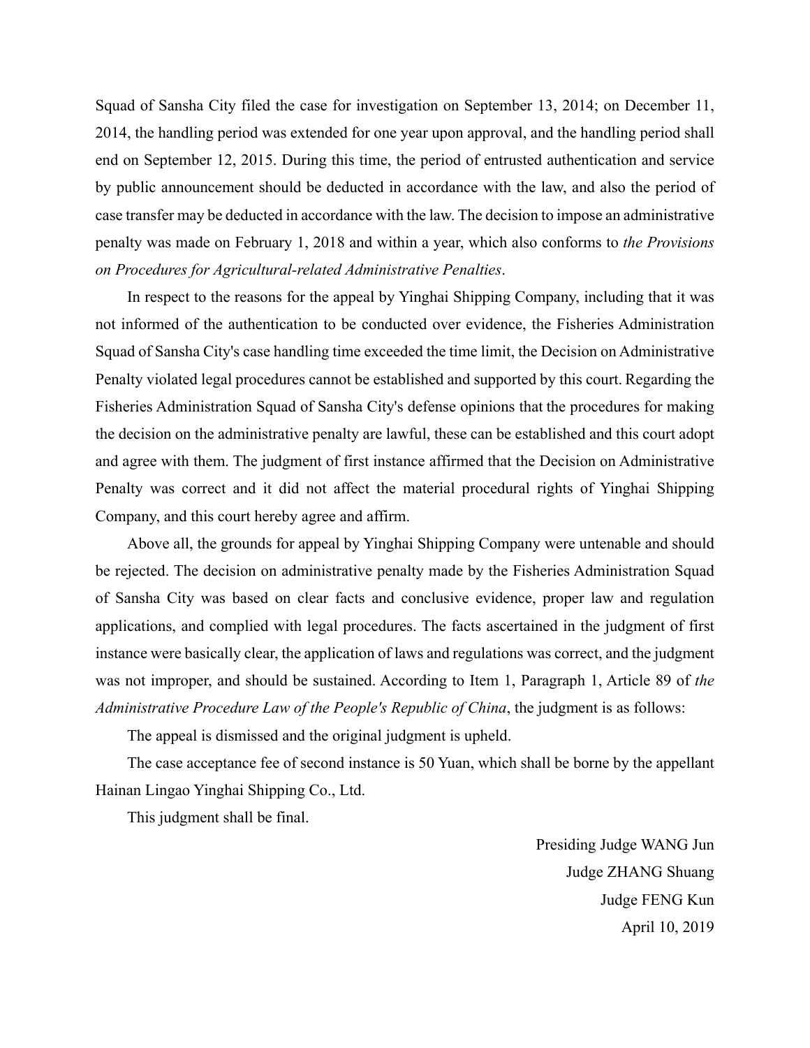Squad of Sansha City filed the case for investigation on September 13, 2014; on December 11, 2014, the handling period was extended for one year upon approval, and the handling period shall end on September 12, 2015. During this time, the period of entrusted authentication and service by public announcement should be deducted in accordance with the law, and also the period of case transfer may be deducted in accordance with the law. The decision to impose an administrative penalty was made on February 1, 2018 and within a year, which also conforms to *the Provisions on Procedures for Agricultural-related Administrative Penalties*.

In respect to the reasons for the appeal by Yinghai Shipping Company, including that it was not informed of the authentication to be conducted over evidence, the Fisheries Administration Squad of Sansha City's case handling time exceeded the time limit, the Decision on Administrative Penalty violated legal procedures cannot be established and supported by this court. Regarding the Fisheries Administration Squad of Sansha City's defense opinions that the procedures for making the decision on the administrative penalty are lawful, these can be established and this court adopt and agree with them. The judgment of first instance affirmed that the Decision on Administrative Penalty was correct and it did not affect the material procedural rights of Yinghai Shipping Company, and this court hereby agree and affirm.

Above all, the grounds for appeal by Yinghai Shipping Company were untenable and should be rejected. The decision on administrative penalty made by the Fisheries Administration Squad of Sansha City was based on clear facts and conclusive evidence, proper law and regulation applications, and complied with legal procedures. The facts ascertained in the judgment of first instance were basically clear, the application of laws and regulations was correct, and the judgment was not improper, and should be sustained. According to Item 1, Paragraph 1, Article 89 of *the Administrative Procedure Law of the People's Republic of China*, the judgment is as follows:

The appeal is dismissed and the original judgment is upheld.

The case acceptance fee of second instance is 50 Yuan, which shall be borne by the appellant Hainan Lingao Yinghai Shipping Co., Ltd.

This judgment shall be final.

Presiding Judge WANG Jun

Judge ZHANG Shuang

Judge FENG Kun

April 10, 2019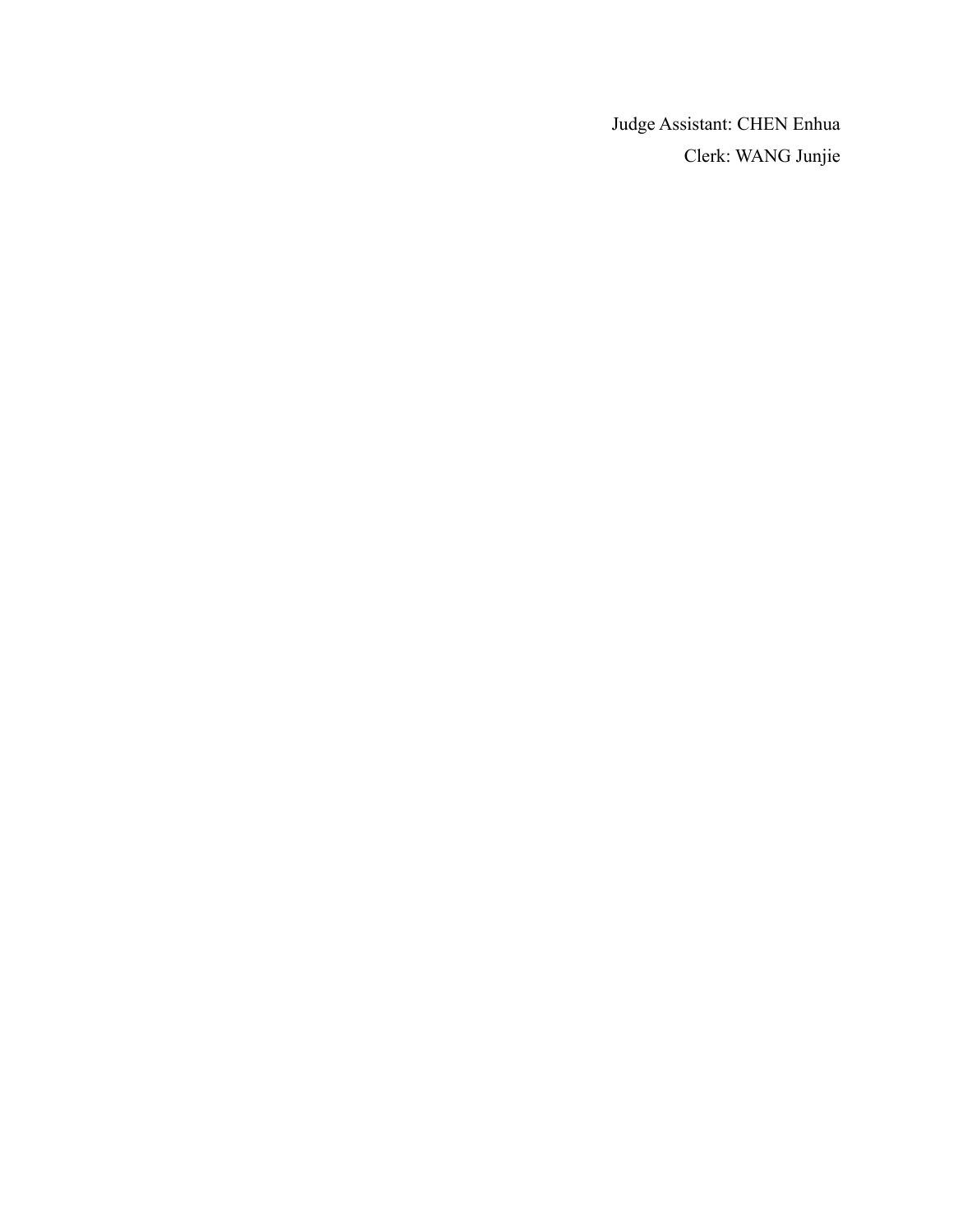Judge Assistant: CHEN Enhua

Clerk: WANG Junjie